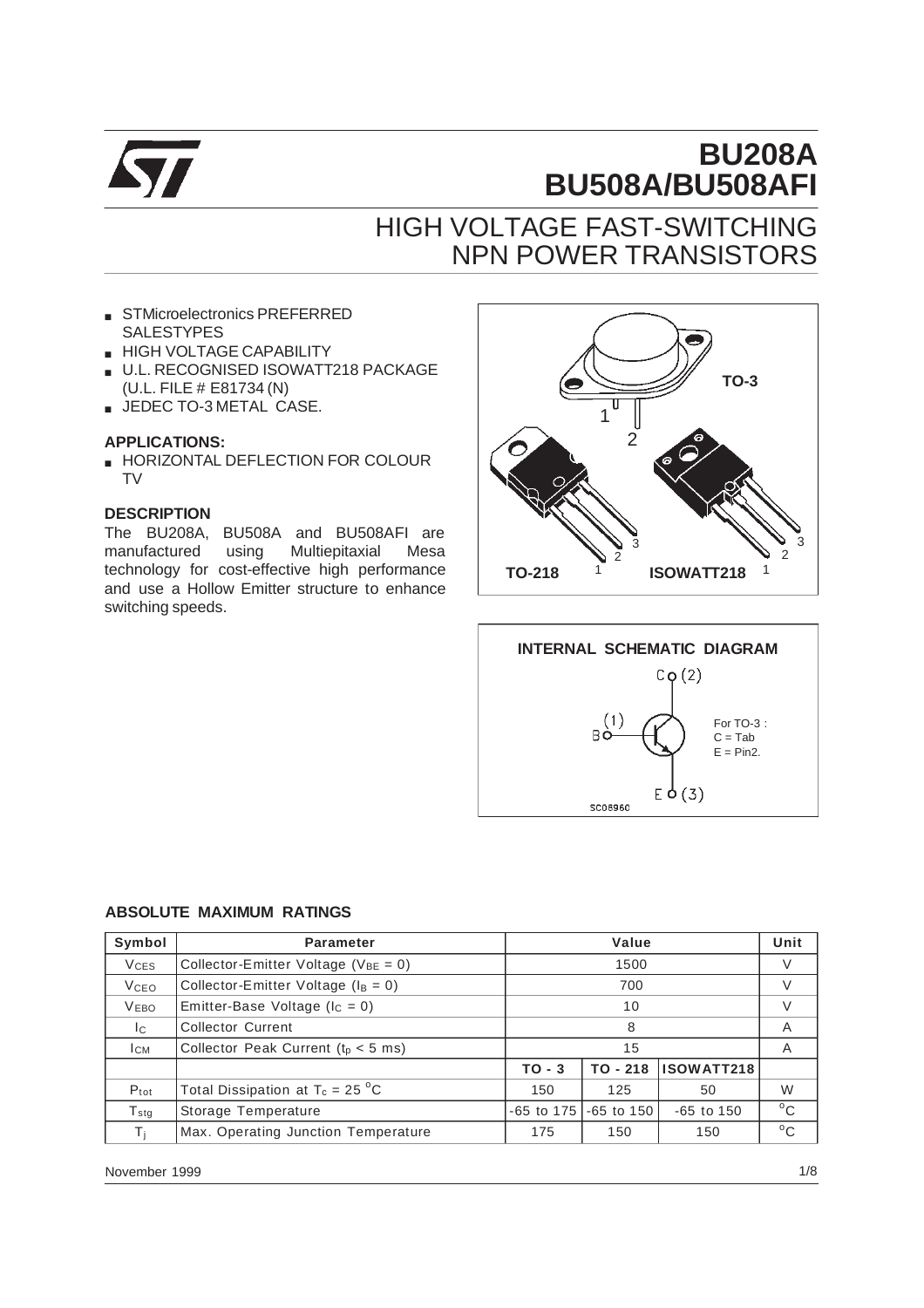# BU208A
# BU508A/BU508AFI

## HIGH VOLTAGE FAST-SWITCHING NPN POWER TRANSISTORS

- STMicroelectronics PREFERRED SALESTYPES
- HIGH VOLTAGE CAPABILITY
- U.L. RECOGNISED ISOWATT218 PACKAGE (U.L. FILE # E81734 (N)
- JEDEC TO-3 METAL CASE.

### APPLICATIONS:

- HORIZONTAL DEFLECTION FOR COLOUR TV

### DESCRIPTION

The BU208A, BU508A and BU508AFI are manufactured using Multiepitaxial Mesa technology for cost-effective high performance and use a Hollow Emitter structure to enhance switching speeds.

TO-3

TO-218 ISOWATT218

### INTERNAL SCHEMATIC DIAGRAM

For TO-3 :
C = Tab
E = Pin2.

### ABSOLUTE MAXIMUM RATINGS

| Symbol | Parameter | Value | | | Unit |
|---|---|---|---|---|---|
| $V_{CES}$ | Collector-Emitter Voltage ($V_{BE}$ = 0) | 1500 | | | V |
| $V_{CEO}$ | Collector-Emitter Voltage ($I_B$ = 0) | 700 | | | V |
| $V_{EBO}$ | Emitter-Base Voltage ($I_C$ = 0) | 10 | | | V |
| $I_C$ | Collector Current | 8 | | | A |
| $I_{CM}$ | Collector Peak Current ($t_p$ < 5 ms) | 15 | | | A |
| | | TO - 3 | TO - 218 | ISOWATT218 | |
| $P_{tot}$ | Total Dissipation at $T_c$ = 25 °C | 150 | 125 | 50 | W |
| $T_{stg}$ | Storage Temperature | -65 to 175 | -65 to 150 | -65 to 150 | °C |
| $T_j$ | Max. Operating Junction Temperature | 175 | 150 | 150 | °C |

November 1999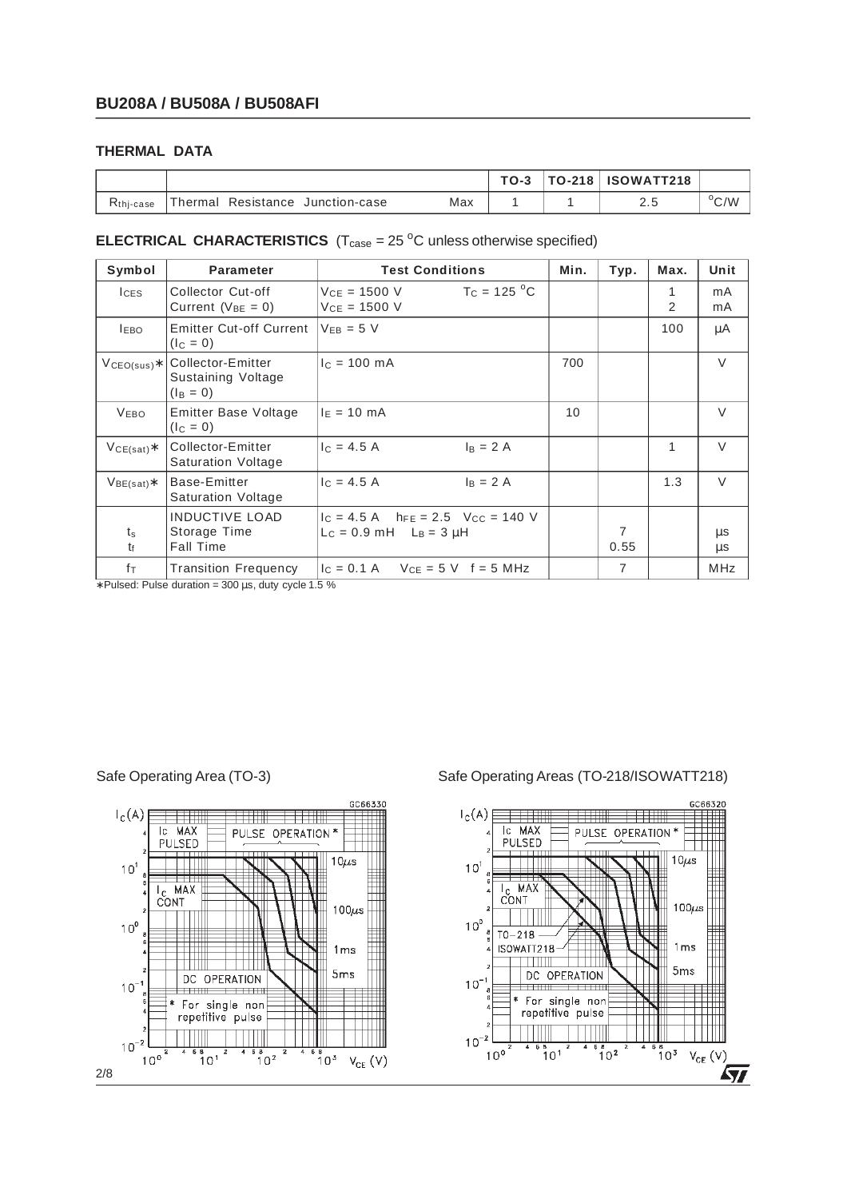## THERMAL DATA

| | | | TO-3 | TO-218 | ISOWATT218 | |
|---|---|---|---|---|---|---|
| $R_{thj-case}$ | Thermal Resistance Junction-case | Max | 1 | 1 | 2.5 | °C/W |

## ELECTRICAL CHARACTERISTICS ($T_{case}$ = 25 °C unless otherwise specified)

| Symbol | Parameter | Test Conditions | Min. | Typ. | Max. | Unit |
|---|---|---|---|---|---|---|
| $I_{CES}$ | Collector Cut-off Current ($V_{BE}$ = 0) | $V_{CE}$ = 1500 V  $T_C$ = 125 °C<br>$V_{CE}$ = 1500 V | | | 1<br>2 | mA<br>mA |
| $I_{EBO}$ | Emitter Cut-off Current ($I_C$ = 0) | $V_{EB}$ = 5 V | | | 100 | μA |
| $V_{CEO(sus)}$* | Collector-Emitter Sustaining Voltage ($I_B$ = 0) | $I_C$ = 100 mA | 700 | | | V |
| $V_{EBO}$ | Emitter Base Voltage ($I_C$ = 0) | $I_E$ = 10 mA | 10 | | | V |
| $V_{CE(sat)}$* | Collector-Emitter Saturation Voltage | $I_C$ = 4.5 A  $I_B$ = 2 A | | | 1 | V |
| $V_{BE(sat)}$* | Base-Emitter Saturation Voltage | $I_C$ = 4.5 A  $I_B$ = 2 A | | | 1.3 | V |
| $t_s$<br>$t_f$ | INDUCTIVE LOAD<br>Storage Time<br>Fall Time | $I_C$ = 4.5 A  $h_{FE}$ = 2.5  $V_{CC}$ = 140 V<br>$L_C$ = 0.9 mH  $L_B$ = 3 μH | | 7<br>0.55 | | μs<br>μs |
| $f_T$ | Transition Frequency | $I_C$ = 0.1 A  $V_{CE}$ = 5 V  f = 5 MHz | | 7 | | MHz |

*Pulsed: Pulse duration = 300 μs, duty cycle 1.5 %

Safe Operating Area (TO-3)

Safe Operating Areas (TO-218/ISOWATT218)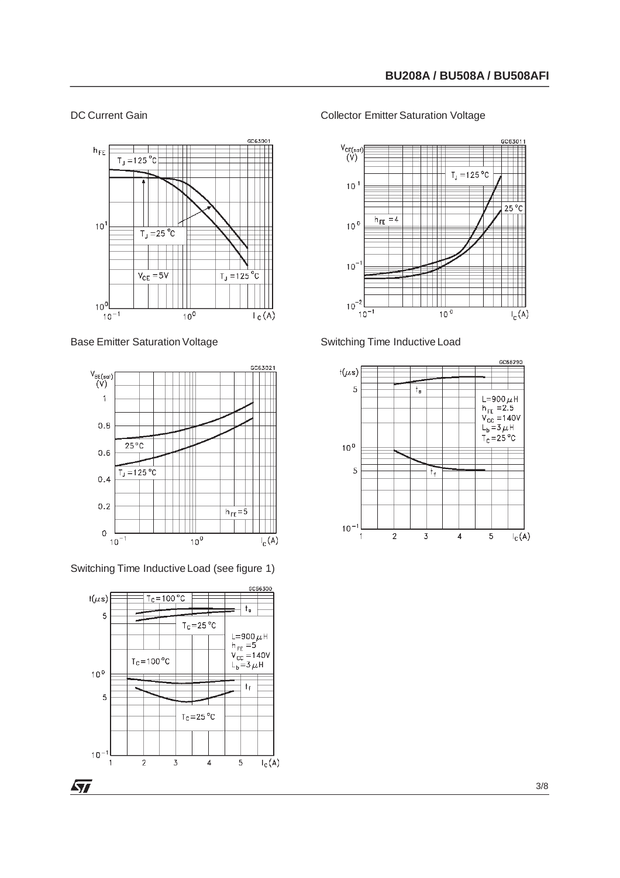DC Current Gain

Collector Emitter Saturation Voltage

Base Emitter Saturation Voltage

Switching Time Inductive Load

Switching Time Inductive Load (see figure 1)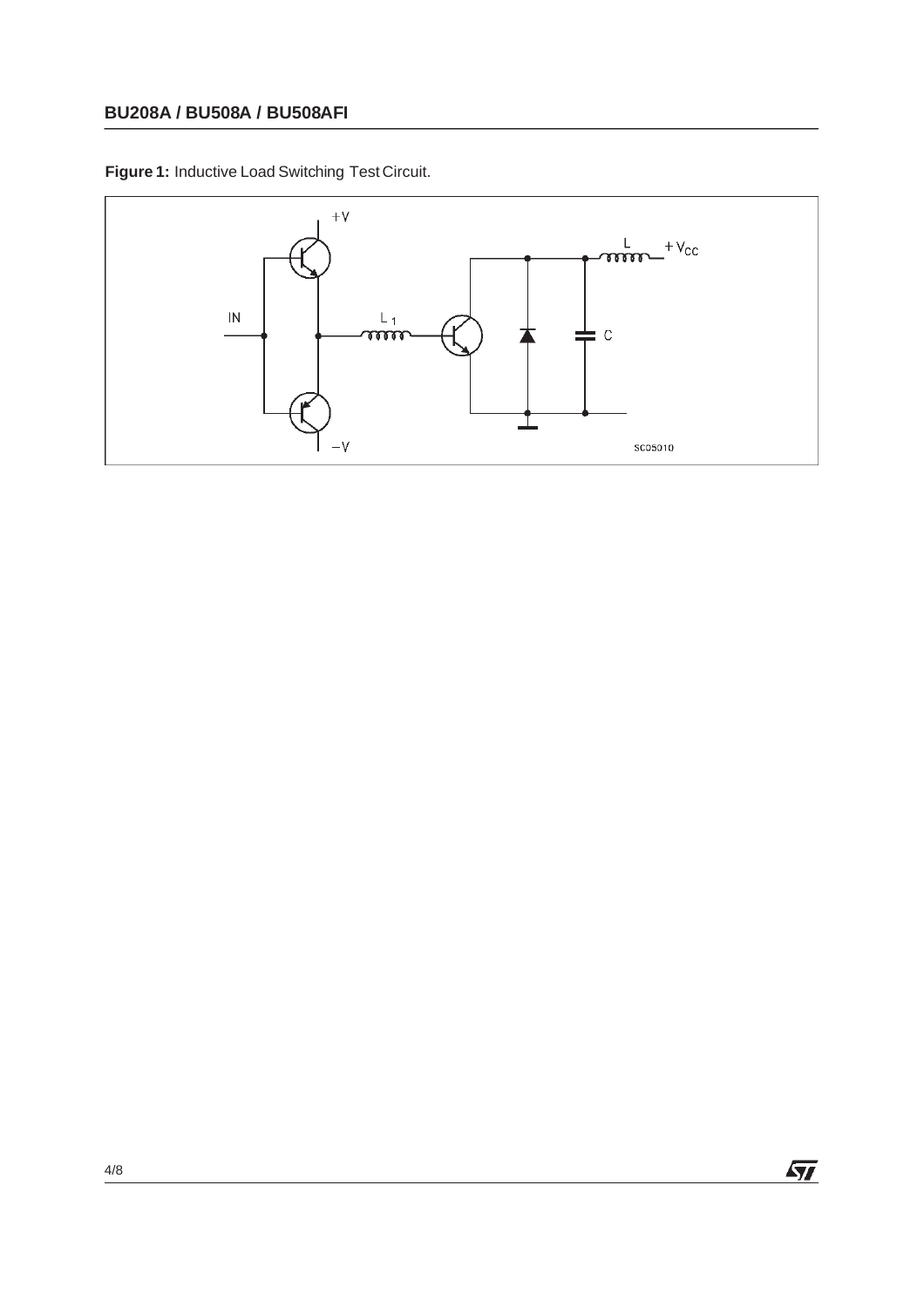**Figure 1:** Inductive Load Switching Test Circuit.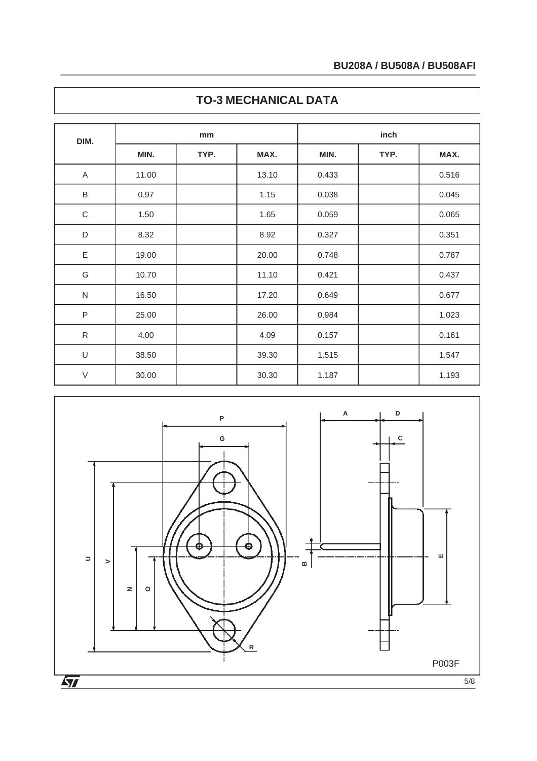## TO-3 MECHANICAL DATA

| DIM. | mm | | | inch | | |
|---|---|---|---|---|---|---|
| | MIN. | TYP. | MAX. | MIN. | TYP. | MAX. |
| A | 11.00 | | 13.10 | 0.433 | | 0.516 |
| B | 0.97 | | 1.15 | 0.038 | | 0.045 |
| C | 1.50 | | 1.65 | 0.059 | | 0.065 |
| D | 8.32 | | 8.92 | 0.327 | | 0.351 |
| E | 19.00 | | 20.00 | 0.748 | | 0.787 |
| G | 10.70 | | 11.10 | 0.421 | | 0.437 |
| N | 16.50 | | 17.20 | 0.649 | | 0.677 |
| P | 25.00 | | 26.00 | 0.984 | | 1.023 |
| R | 4.00 | | 4.09 | 0.157 | | 0.161 |
| U | 38.50 | | 39.30 | 1.515 | | 1.547 |
| V | 30.00 | | 30.30 | 1.187 | | 1.193 |

P003F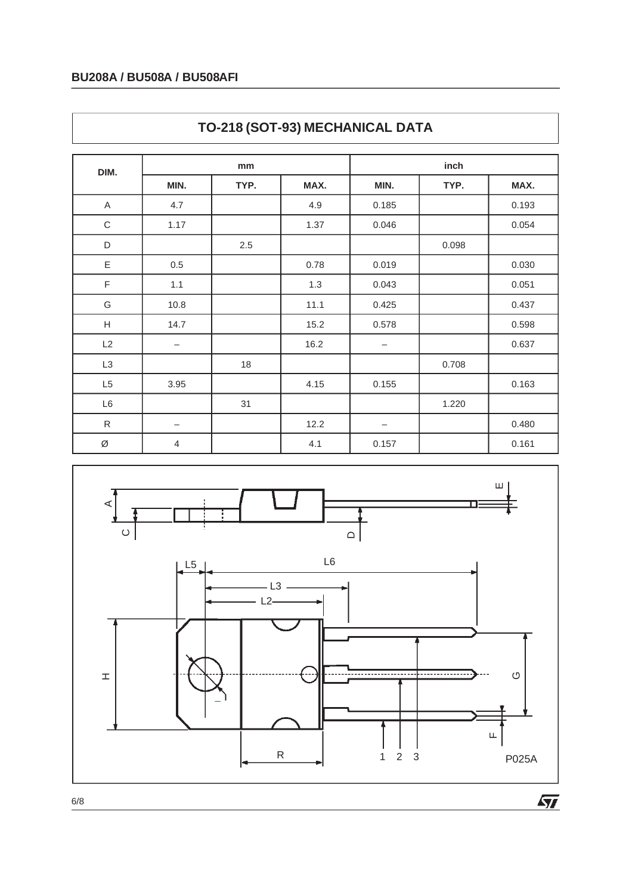## TO-218 (SOT-93) MECHANICAL DATA

| DIM. | mm | | | inch | | |
|---|---|---|---|---|---|---|
| | MIN. | TYP. | MAX. | MIN. | TYP. | MAX. |
| A | 4.7 | | 4.9 | 0.185 | | 0.193 |
| C | 1.17 | | 1.37 | 0.046 | | 0.054 |
| D | | 2.5 | | | 0.098 | |
| E | 0.5 | | 0.78 | 0.019 | | 0.030 |
| F | 1.1 | | 1.3 | 0.043 | | 0.051 |
| G | 10.8 | | 11.1 | 0.425 | | 0.437 |
| H | 14.7 | | 15.2 | 0.578 | | 0.598 |
| L2 | – | | 16.2 | – | | 0.637 |
| L3 | | 18 | | | 0.708 | |
| L5 | 3.95 | | 4.15 | 0.155 | | 0.163 |
| L6 | | 31 | | | 1.220 | |
| R | – | | 12.2 | – | | 0.480 |
| Ø | 4 | | 4.1 | 0.157 | | 0.161 |

P025A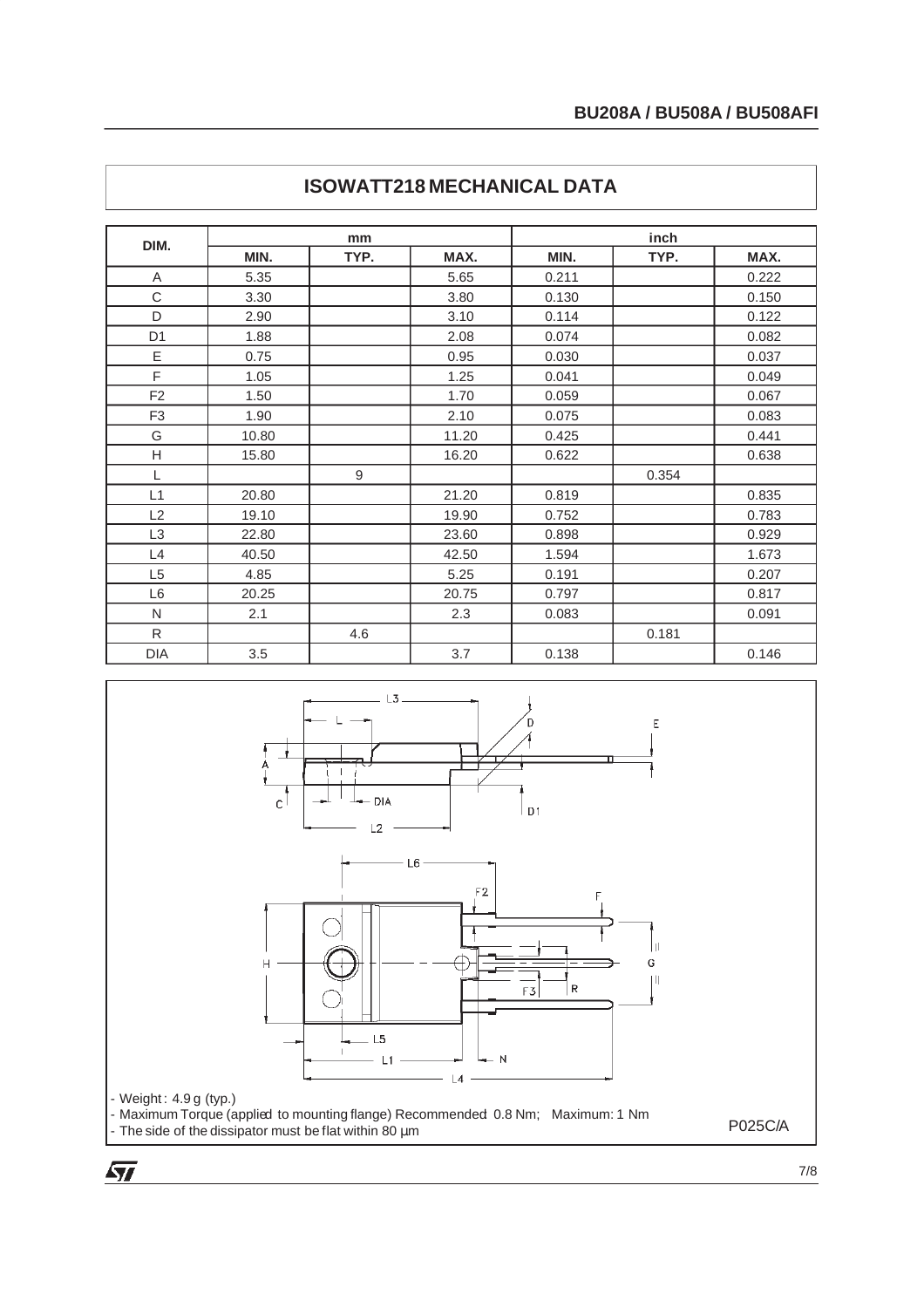## ISOWATT218 MECHANICAL DATA

| DIM. | mm | | | inch | | |
|---|---|---|---|---|---|---|
| | MIN. | TYP. | MAX. | MIN. | TYP. | MAX. |
| A | 5.35 | | 5.65 | 0.211 | | 0.222 |
| C | 3.30 | | 3.80 | 0.130 | | 0.150 |
| D | 2.90 | | 3.10 | 0.114 | | 0.122 |
| D1 | 1.88 | | 2.08 | 0.074 | | 0.082 |
| E | 0.75 | | 0.95 | 0.030 | | 0.037 |
| F | 1.05 | | 1.25 | 0.041 | | 0.049 |
| F2 | 1.50 | | 1.70 | 0.059 | | 0.067 |
| F3 | 1.90 | | 2.10 | 0.075 | | 0.083 |
| G | 10.80 | | 11.20 | 0.425 | | 0.441 |
| H | 15.80 | | 16.20 | 0.622 | | 0.638 |
| L | | 9 | | | 0.354 | |
| L1 | 20.80 | | 21.20 | 0.819 | | 0.835 |
| L2 | 19.10 | | 19.90 | 0.752 | | 0.783 |
| L3 | 22.80 | | 23.60 | 0.898 | | 0.929 |
| L4 | 40.50 | | 42.50 | 1.594 | | 1.673 |
| L5 | 4.85 | | 5.25 | 0.191 | | 0.207 |
| L6 | 20.25 | | 20.75 | 0.797 | | 0.817 |
| N | 2.1 | | 2.3 | 0.083 | | 0.091 |
| R | | 4.6 | | | 0.181 | |
| DIA | 3.5 | | 3.7 | 0.138 | | 0.146 |

- Weight : 4.9 g (typ.)
- Maximum Torque (applied to mounting flange) Recommended 0.8 Nm; Maximum: 1 Nm
- The side of the dissipator must be flat within 80 µm

P025C/A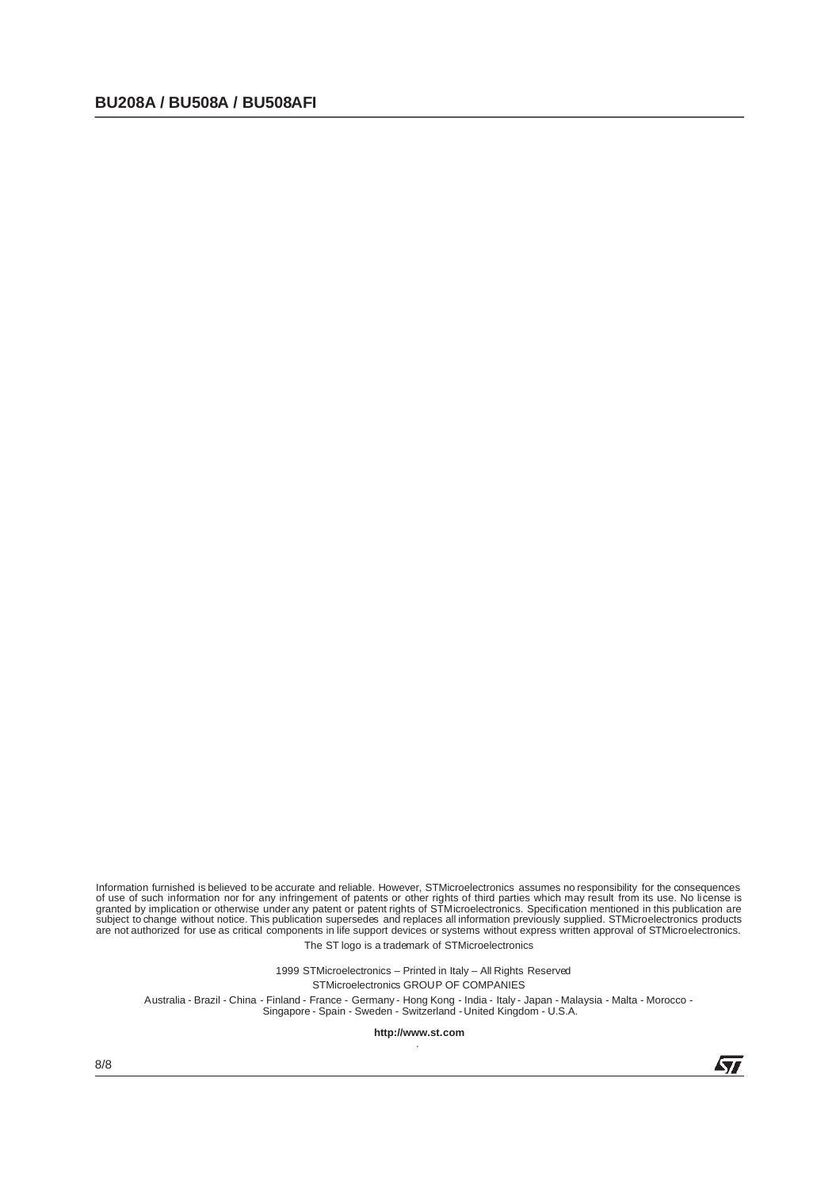Information furnished is believed to be accurate and reliable. However, STMicroelectronics assumes no responsibility for the consequences of use of such information nor for any infringement of patents or other rights of third parties which may result from its use. No license is granted by implication or otherwise under any patent or patent rights of STMicroelectronics. Specification mentioned in this publication are subject to change without notice. This publication supersedes and replaces all information previously supplied. STMicroelectronics products are not authorized for use as critical components in life support devices or systems without express written approval of STMicroelectronics.

The ST logo is a trademark of STMicroelectronics

1999 STMicroelectronics – Printed in Italy – All Rights Reserved

STMicroelectronics GROUP OF COMPANIES

Australia - Brazil - China - Finland - France - Germany - Hong Kong - India - Italy - Japan - Malaysia - Malta - Morocco - Singapore - Spain - Sweden - Switzerland - United Kingdom - U.S.A.

**http://www.st.com**